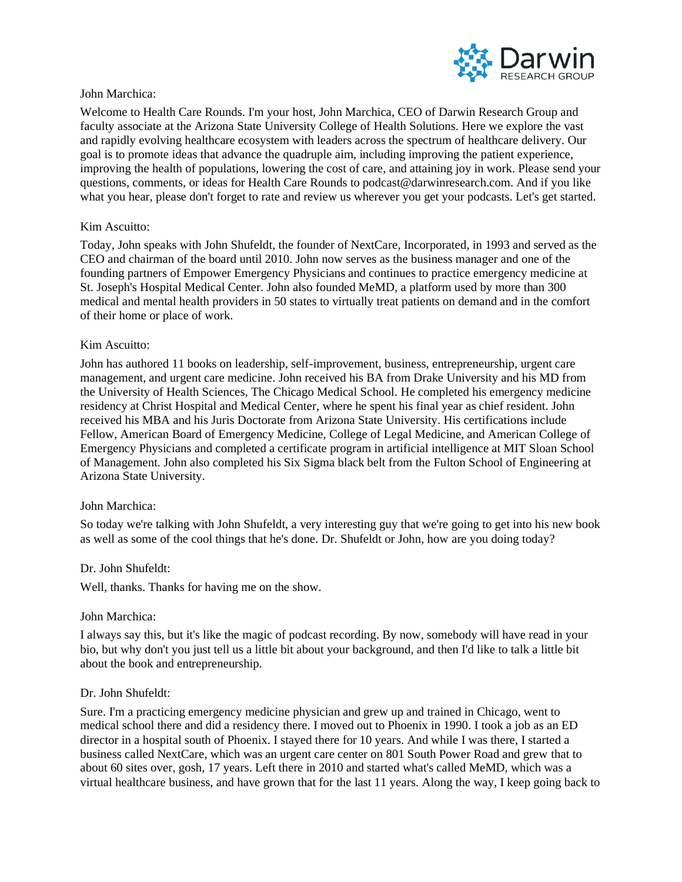John Marchica:

Welcome to Health Care Rounds. I'm your host, John Marchica, CEO of Darwin Research Group and faculty associate at the Arizona State University College of Health Solutions. Here we explore the vast and rapidly evolving healthcare ecosystem with leaders across the spectrum of healthcare delivery. Our goal is to promote ideas that advance the quadruple aim, including improving the patient experience, improving the health of populations, lowering the cost of care, and attaining joy in work. Please send your questions, comments, or ideas for Health Care Rounds to podcast@darwinresearch.com. And if you like what you hear, please don't forget to rate and review us wherever you get your podcasts. Let's get started.

Kim Ascuitto:

Today, John speaks with John Shufeldt, the founder of NextCare, Incorporated, in 1993 and served as the CEO and chairman of the board until 2010. John now serves as the business manager and one of the founding partners of Empower Emergency Physicians and continues to practice emergency medicine at St. Joseph's Hospital Medical Center. John also founded MeMD, a platform used by more than 300 medical and mental health providers in 50 states to virtually treat patients on demand and in the comfort of their home or place of work.

Kim Ascuitto:

John has authored 11 books on leadership, self-improvement, business, entrepreneurship, urgent care management, and urgent care medicine. John received his BA from Drake University and his MD from the University of Health Sciences, The Chicago Medical School. He completed his emergency medicine residency at Christ Hospital and Medical Center, where he spent his final year as chief resident. John received his MBA and his Juris Doctorate from Arizona State University. His certifications include Fellow, American Board of Emergency Medicine, College of Legal Medicine, and American College of Emergency Physicians and completed a certificate program in artificial intelligence at MIT Sloan School of Management. John also completed his Six Sigma black belt from the Fulton School of Engineering at Arizona State University.

John Marchica:

So today we're talking with John Shufeldt, a very interesting guy that we're going to get into his new book as well as some of the cool things that he's done. Dr. Shufeldt or John, how are you doing today?

Dr. John Shufeldt:

Well, thanks. Thanks for having me on the show.

John Marchica:

I always say this, but it's like the magic of podcast recording. By now, somebody will have read in your bio, but why don't you just tell us a little bit about your background, and then I'd like to talk a little bit about the book and entrepreneurship.

Dr. John Shufeldt:

Sure. I'm a practicing emergency medicine physician and grew up and trained in Chicago, went to medical school there and did a residency there. I moved out to Phoenix in 1990. I took a job as an ED director in a hospital south of Phoenix. I stayed there for 10 years. And while I was there, I started a business called NextCare, which was an urgent care center on 801 South Power Road and grew that to about 60 sites over, gosh, 17 years. Left there in 2010 and started what's called MeMD, which was a virtual healthcare business, and have grown that for the last 11 years. Along the way, I keep going back to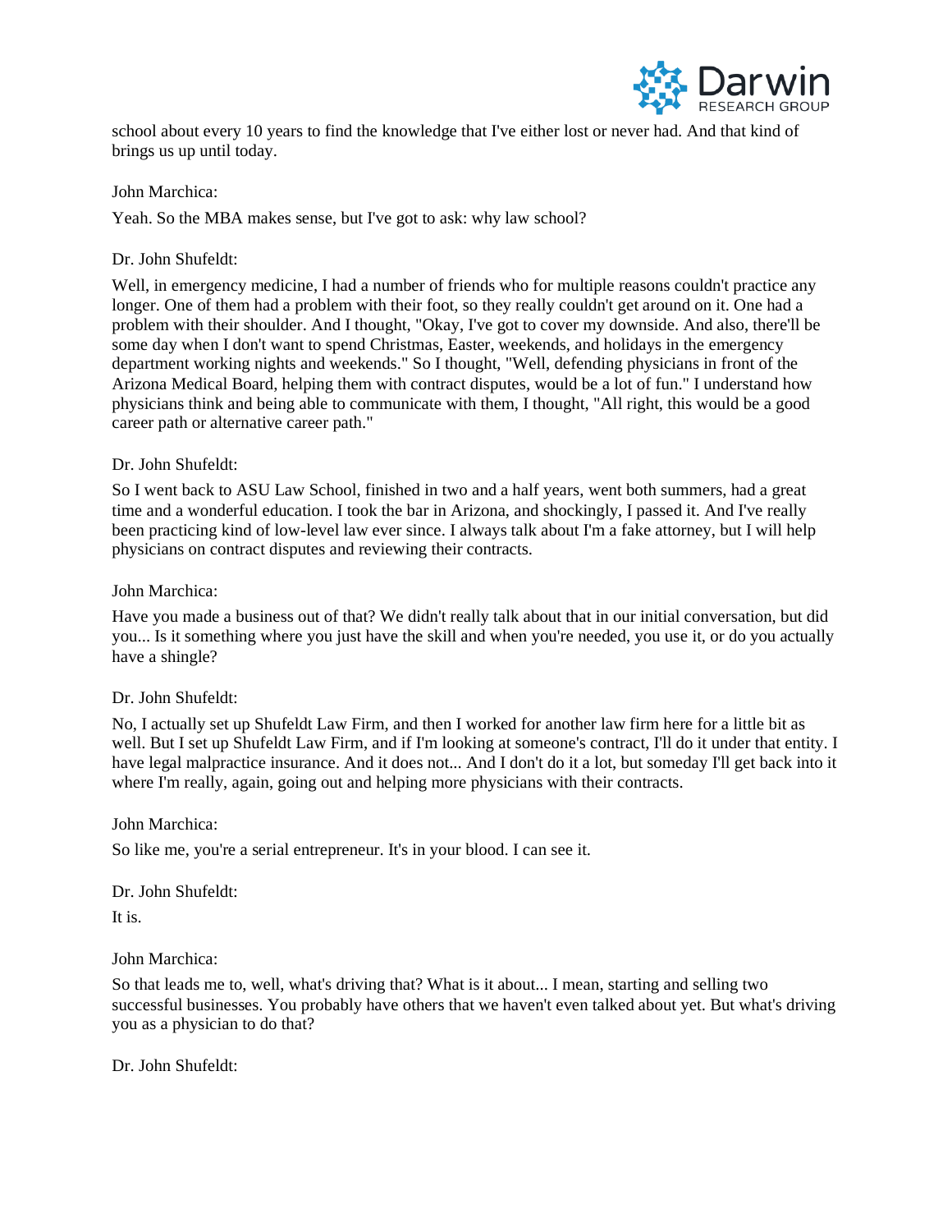school about every 10 years to find the knowledge that I've either lost or never had. And that kind of brings us up until today.

John Marchica:

Yeah. So the MBA makes sense, but I've got to ask: why law school?

Dr. John Shufeldt:

Well, in emergency medicine, I had a number of friends who for multiple reasons couldn't practice any longer. One of them had a problem with their foot, so they really couldn't get around on it. One had a problem with their shoulder. And I thought, "Okay, I've got to cover my downside. And also, there'll be some day when I don't want to spend Christmas, Easter, weekends, and holidays in the emergency department working nights and weekends." So I thought, "Well, defending physicians in front of the Arizona Medical Board, helping them with contract disputes, would be a lot of fun." I understand how physicians think and being able to communicate with them, I thought, "All right, this would be a good career path or alternative career path."

Dr. John Shufeldt:

So I went back to ASU Law School, finished in two and a half years, went both summers, had a great time and a wonderful education. I took the bar in Arizona, and shockingly, I passed it. And I've really been practicing kind of low-level law ever since. I always talk about I'm a fake attorney, but I will help physicians on contract disputes and reviewing their contracts.

John Marchica:

Have you made a business out of that? We didn't really talk about that in our initial conversation, but did you... Is it something where you just have the skill and when you're needed, you use it, or do you actually have a shingle?

Dr. John Shufeldt:

No, I actually set up Shufeldt Law Firm, and then I worked for another law firm here for a little bit as well. But I set up Shufeldt Law Firm, and if I'm looking at someone's contract, I'll do it under that entity. I have legal malpractice insurance. And it does not... And I don't do it a lot, but someday I'll get back into it where I'm really, again, going out and helping more physicians with their contracts.

John Marchica:

So like me, you're a serial entrepreneur. It's in your blood. I can see it.

Dr. John Shufeldt:

It is.

John Marchica:

So that leads me to, well, what's driving that? What is it about... I mean, starting and selling two successful businesses. You probably have others that we haven't even talked about yet. But what's driving you as a physician to do that?

Dr. John Shufeldt: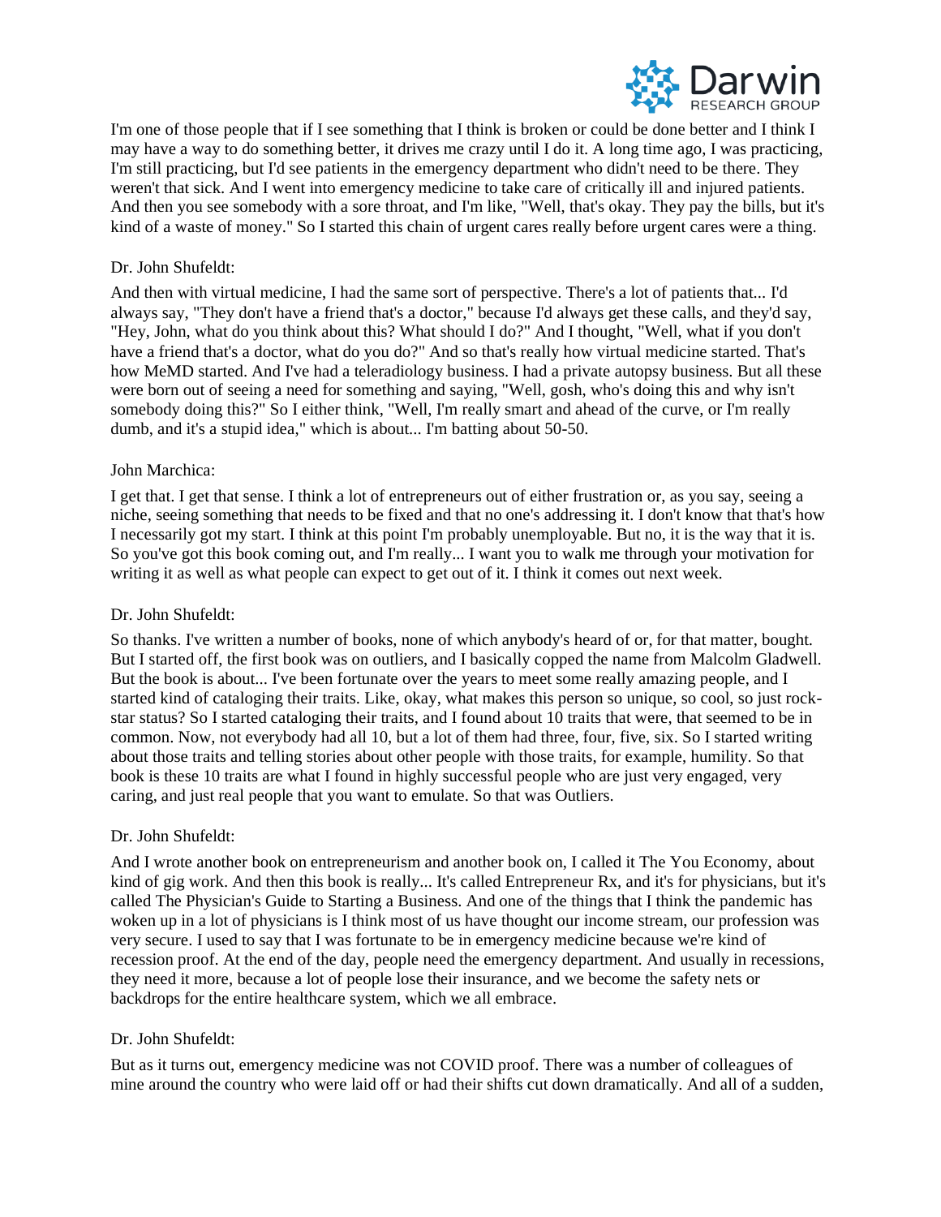I'm one of those people that if I see something that I think is broken or could be done better and I think I may have a way to do something better, it drives me crazy until I do it. A long time ago, I was practicing, I'm still practicing, but I'd see patients in the emergency department who didn't need to be there. They weren't that sick. And I went into emergency medicine to take care of critically ill and injured patients. And then you see somebody with a sore throat, and I'm like, "Well, that's okay. They pay the bills, but it's kind of a waste of money." So I started this chain of urgent cares really before urgent cares were a thing.

Dr. John Shufeldt:

And then with virtual medicine, I had the same sort of perspective. There's a lot of patients that... I'd always say, "They don't have a friend that's a doctor," because I'd always get these calls, and they'd say, "Hey, John, what do you think about this? What should I do?" And I thought, "Well, what if you don't have a friend that's a doctor, what do you do?" And so that's really how virtual medicine started. That's how MeMD started. And I've had a teleradiology business. I had a private autopsy business. But all these were born out of seeing a need for something and saying, "Well, gosh, who's doing this and why isn't somebody doing this?" So I either think, "Well, I'm really smart and ahead of the curve, or I'm really dumb, and it's a stupid idea," which is about... I'm batting about 50-50.

John Marchica:

I get that. I get that sense. I think a lot of entrepreneurs out of either frustration or, as you say, seeing a niche, seeing something that needs to be fixed and that no one's addressing it. I don't know that that's how I necessarily got my start. I think at this point I'm probably unemployable. But no, it is the way that it is. So you've got this book coming out, and I'm really... I want you to walk me through your motivation for writing it as well as what people can expect to get out of it. I think it comes out next week.

Dr. John Shufeldt:

So thanks. I've written a number of books, none of which anybody's heard of or, for that matter, bought. But I started off, the first book was on outliers, and I basically copped the name from Malcolm Gladwell. But the book is about... I've been fortunate over the years to meet some really amazing people, and I started kind of cataloging their traits. Like, okay, what makes this person so unique, so cool, so just rock-star status? So I started cataloging their traits, and I found about 10 traits that were, that seemed to be in common. Now, not everybody had all 10, but a lot of them had three, four, five, six. So I started writing about those traits and telling stories about other people with those traits, for example, humility. So that book is these 10 traits are what I found in highly successful people who are just very engaged, very caring, and just real people that you want to emulate. So that was Outliers.

Dr. John Shufeldt:

And I wrote another book on entrepreneurism and another book on, I called it The You Economy, about kind of gig work. And then this book is really... It's called Entrepreneur Rx, and it's for physicians, but it's called The Physician's Guide to Starting a Business. And one of the things that I think the pandemic has woken up in a lot of physicians is I think most of us have thought our income stream, our profession was very secure. I used to say that I was fortunate to be in emergency medicine because we're kind of recession proof. At the end of the day, people need the emergency department. And usually in recessions, they need it more, because a lot of people lose their insurance, and we become the safety nets or backdrops for the entire healthcare system, which we all embrace.

Dr. John Shufeldt:

But as it turns out, emergency medicine was not COVID proof. There was a number of colleagues of mine around the country who were laid off or had their shifts cut down dramatically. And all of a sudden,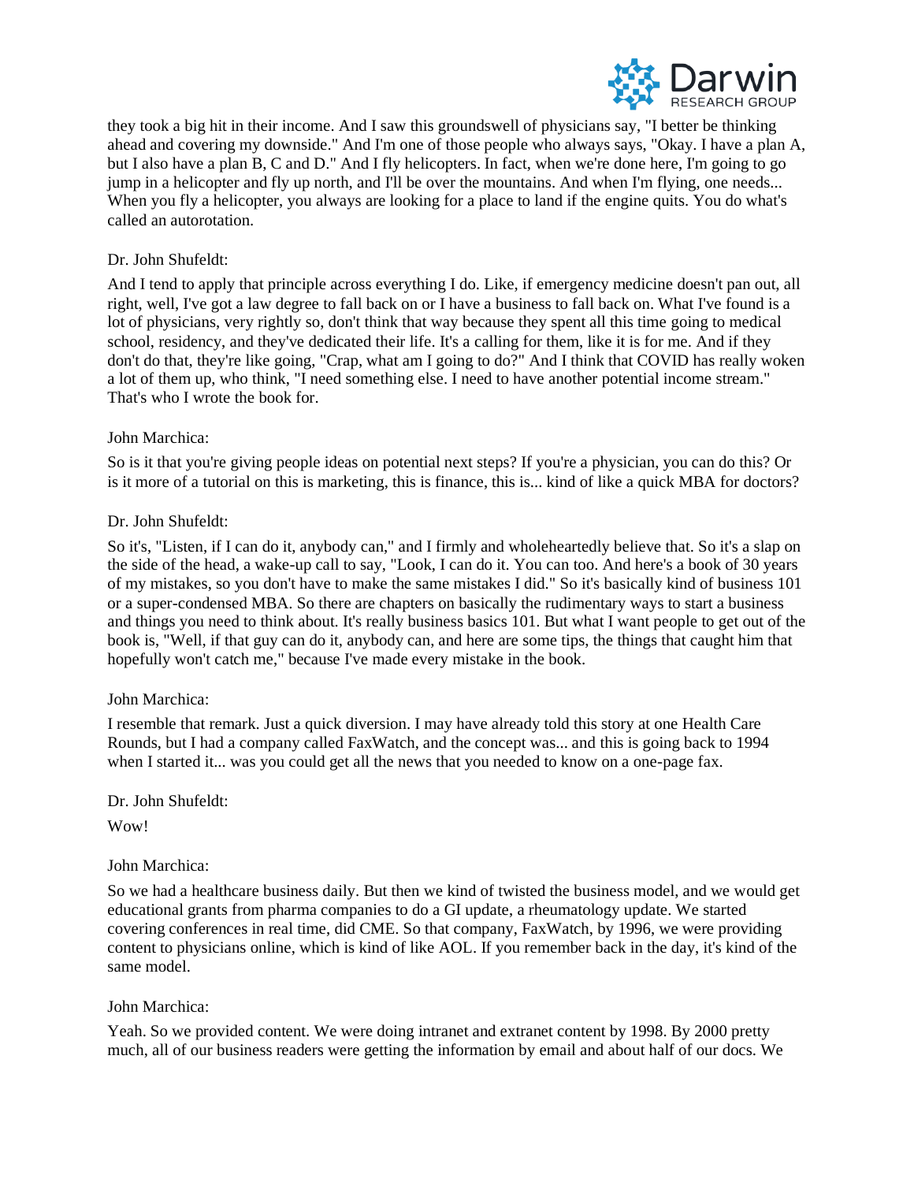they took a big hit in their income. And I saw this groundswell of physicians say, "I better be thinking ahead and covering my downside." And I'm one of those people who always says, "Okay. I have a plan A, but I also have a plan B, C and D." And I fly helicopters. In fact, when we're done here, I'm going to go jump in a helicopter and fly up north, and I'll be over the mountains. And when I'm flying, one needs... When you fly a helicopter, you always are looking for a place to land if the engine quits. You do what's called an autorotation.

Dr. John Shufeldt:

And I tend to apply that principle across everything I do. Like, if emergency medicine doesn't pan out, all right, well, I've got a law degree to fall back on or I have a business to fall back on. What I've found is a lot of physicians, very rightly so, don't think that way because they spent all this time going to medical school, residency, and they've dedicated their life. It's a calling for them, like it is for me. And if they don't do that, they're like going, "Crap, what am I going to do?" And I think that COVID has really woken a lot of them up, who think, "I need something else. I need to have another potential income stream." That's who I wrote the book for.

John Marchica:

So is it that you're giving people ideas on potential next steps? If you're a physician, you can do this? Or is it more of a tutorial on this is marketing, this is finance, this is... kind of like a quick MBA for doctors?

Dr. John Shufeldt:

So it's, "Listen, if I can do it, anybody can," and I firmly and wholeheartedly believe that. So it's a slap on the side of the head, a wake-up call to say, "Look, I can do it. You can too. And here's a book of 30 years of my mistakes, so you don't have to make the same mistakes I did." So it's basically kind of business 101 or a super-condensed MBA. So there are chapters on basically the rudimentary ways to start a business and things you need to think about. It's really business basics 101. But what I want people to get out of the book is, "Well, if that guy can do it, anybody can, and here are some tips, the things that caught him that hopefully won't catch me," because I've made every mistake in the book.

John Marchica:

I resemble that remark. Just a quick diversion. I may have already told this story at one Health Care Rounds, but I had a company called FaxWatch, and the concept was... and this is going back to 1994 when I started it... was you could get all the news that you needed to know on a one-page fax.

Dr. John Shufeldt:

Wow!

John Marchica:

So we had a healthcare business daily. But then we kind of twisted the business model, and we would get educational grants from pharma companies to do a GI update, a rheumatology update. We started covering conferences in real time, did CME. So that company, FaxWatch, by 1996, we were providing content to physicians online, which is kind of like AOL. If you remember back in the day, it's kind of the same model.

John Marchica:

Yeah. So we provided content. We were doing intranet and extranet content by 1998. By 2000 pretty much, all of our business readers were getting the information by email and about half of our docs. We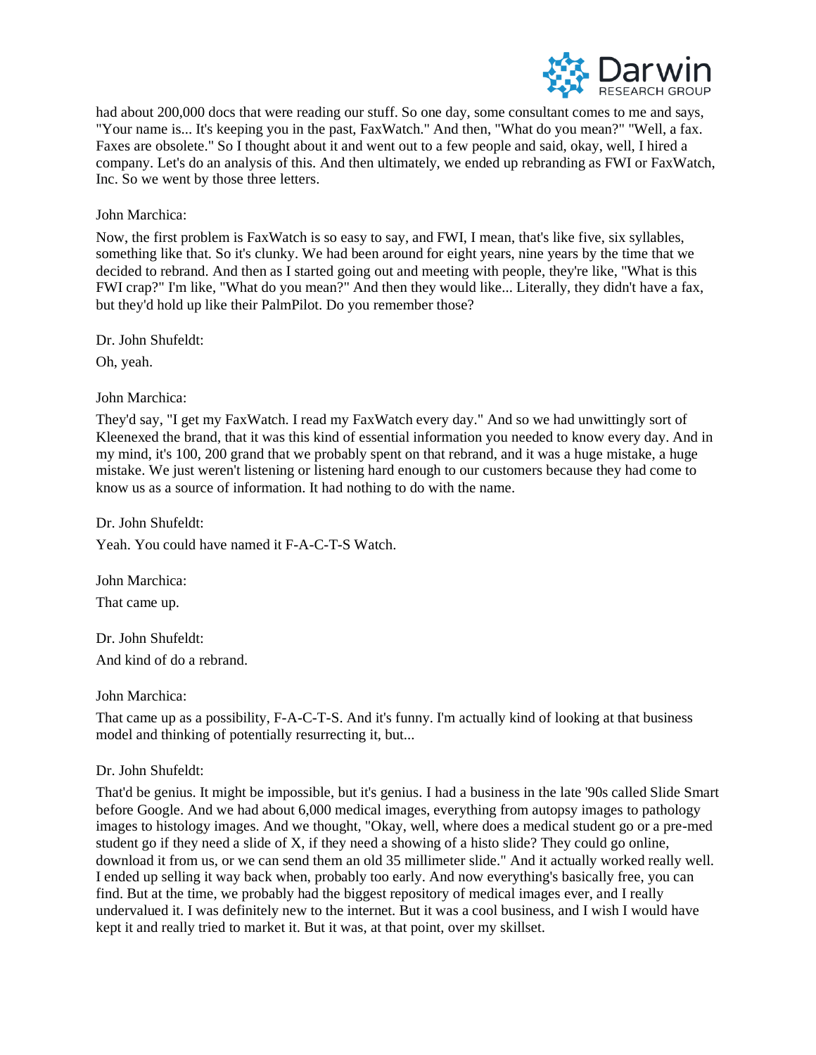had about 200,000 docs that were reading our stuff. So one day, some consultant comes to me and says, "Your name is... It's keeping you in the past, FaxWatch." And then, "What do you mean?" "Well, a fax. Faxes are obsolete." So I thought about it and went out to a few people and said, okay, well, I hired a company. Let's do an analysis of this. And then ultimately, we ended up rebranding as FWI or FaxWatch, Inc. So we went by those three letters.

John Marchica:

Now, the first problem is FaxWatch is so easy to say, and FWI, I mean, that's like five, six syllables, something like that. So it's clunky. We had been around for eight years, nine years by the time that we decided to rebrand. And then as I started going out and meeting with people, they're like, "What is this FWI crap?" I'm like, "What do you mean?" And then they would like... Literally, they didn't have a fax, but they'd hold up like their PalmPilot. Do you remember those?

Dr. John Shufeldt:

Oh, yeah.

John Marchica:

They'd say, "I get my FaxWatch. I read my FaxWatch every day." And so we had unwittingly sort of Kleenexed the brand, that it was this kind of essential information you needed to know every day. And in my mind, it's 100, 200 grand that we probably spent on that rebrand, and it was a huge mistake, a huge mistake. We just weren't listening or listening hard enough to our customers because they had come to know us as a source of information. It had nothing to do with the name.

Dr. John Shufeldt:

Yeah. You could have named it F-A-C-T-S Watch.

John Marchica:

That came up.

Dr. John Shufeldt:

And kind of do a rebrand.

John Marchica:

That came up as a possibility, F-A-C-T-S. And it's funny. I'm actually kind of looking at that business model and thinking of potentially resurrecting it, but...

Dr. John Shufeldt:

That'd be genius. It might be impossible, but it's genius. I had a business in the late '90s called Slide Smart before Google. And we had about 6,000 medical images, everything from autopsy images to pathology images to histology images. And we thought, "Okay, well, where does a medical student go or a pre-med student go if they need a slide of X, if they need a showing of a histo slide? They could go online, download it from us, or we can send them an old 35 millimeter slide." And it actually worked really well. I ended up selling it way back when, probably too early. And now everything's basically free, you can find. But at the time, we probably had the biggest repository of medical images ever, and I really undervalued it. I was definitely new to the internet. But it was a cool business, and I wish I would have kept it and really tried to market it. But it was, at that point, over my skillset.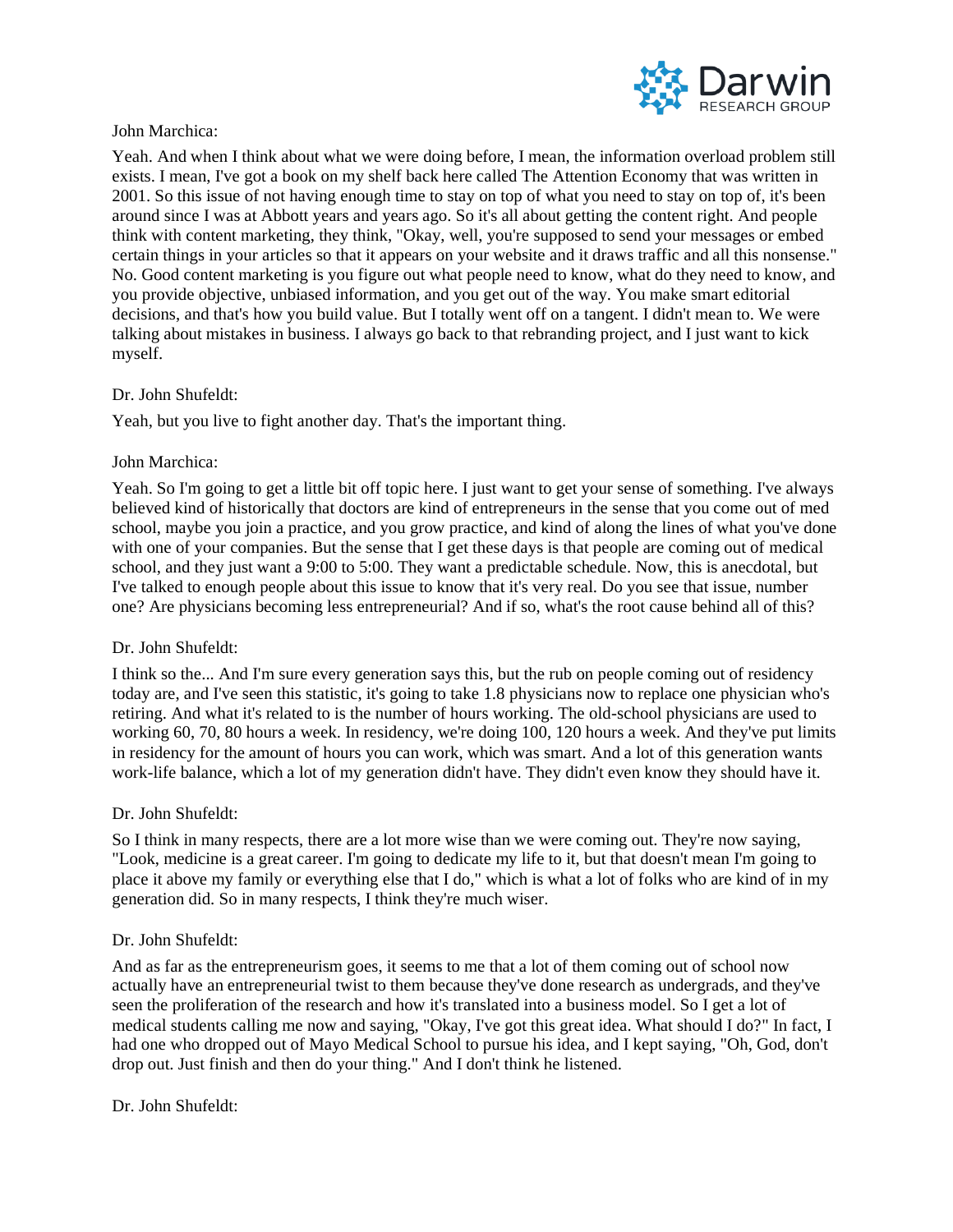John Marchica:

Yeah. And when I think about what we were doing before, I mean, the information overload problem still exists. I mean, I've got a book on my shelf back here called The Attention Economy that was written in 2001. So this issue of not having enough time to stay on top of what you need to stay on top of, it's been around since I was at Abbott years and years ago. So it's all about getting the content right. And people think with content marketing, they think, "Okay, well, you're supposed to send your messages or embed certain things in your articles so that it appears on your website and it draws traffic and all this nonsense." No. Good content marketing is you figure out what people need to know, what do they need to know, and you provide objective, unbiased information, and you get out of the way. You make smart editorial decisions, and that's how you build value. But I totally went off on a tangent. I didn't mean to. We were talking about mistakes in business. I always go back to that rebranding project, and I just want to kick myself.

Dr. John Shufeldt:

Yeah, but you live to fight another day. That's the important thing.

John Marchica:

Yeah. So I'm going to get a little bit off topic here. I just want to get your sense of something. I've always believed kind of historically that doctors are kind of entrepreneurs in the sense that you come out of med school, maybe you join a practice, and you grow practice, and kind of along the lines of what you've done with one of your companies. But the sense that I get these days is that people are coming out of medical school, and they just want a 9:00 to 5:00. They want a predictable schedule. Now, this is anecdotal, but I've talked to enough people about this issue to know that it's very real. Do you see that issue, number one? Are physicians becoming less entrepreneurial? And if so, what's the root cause behind all of this?

Dr. John Shufeldt:

I think so the... And I'm sure every generation says this, but the rub on people coming out of residency today are, and I've seen this statistic, it's going to take 1.8 physicians now to replace one physician who's retiring. And what it's related to is the number of hours working. The old-school physicians are used to working 60, 70, 80 hours a week. In residency, we're doing 100, 120 hours a week. And they've put limits in residency for the amount of hours you can work, which was smart. And a lot of this generation wants work-life balance, which a lot of my generation didn't have. They didn't even know they should have it.

Dr. John Shufeldt:

So I think in many respects, there are a lot more wise than we were coming out. They're now saying, "Look, medicine is a great career. I'm going to dedicate my life to it, but that doesn't mean I'm going to place it above my family or everything else that I do," which is what a lot of folks who are kind of in my generation did. So in many respects, I think they're much wiser.

Dr. John Shufeldt:

And as far as the entrepreneurism goes, it seems to me that a lot of them coming out of school now actually have an entrepreneurial twist to them because they've done research as undergrads, and they've seen the proliferation of the research and how it's translated into a business model. So I get a lot of medical students calling me now and saying, "Okay, I've got this great idea. What should I do?" In fact, I had one who dropped out of Mayo Medical School to pursue his idea, and I kept saying, "Oh, God, don't drop out. Just finish and then do your thing." And I don't think he listened.

Dr. John Shufeldt: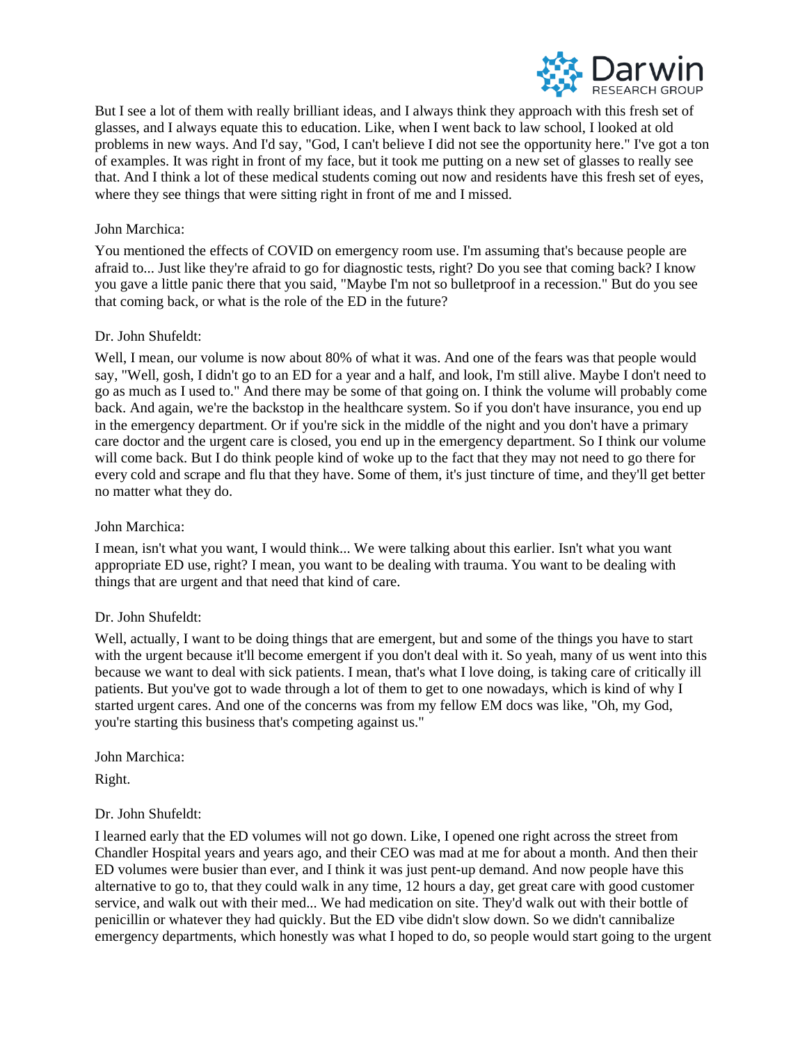But I see a lot of them with really brilliant ideas, and I always think they approach with this fresh set of glasses, and I always equate this to education. Like, when I went back to law school, I looked at old problems in new ways. And I'd say, "God, I can't believe I did not see the opportunity here." I've got a ton of examples. It was right in front of my face, but it took me putting on a new set of glasses to really see that. And I think a lot of these medical students coming out now and residents have this fresh set of eyes, where they see things that were sitting right in front of me and I missed.

John Marchica:

You mentioned the effects of COVID on emergency room use. I'm assuming that's because people are afraid to... Just like they're afraid to go for diagnostic tests, right? Do you see that coming back? I know you gave a little panic there that you said, "Maybe I'm not so bulletproof in a recession." But do you see that coming back, or what is the role of the ED in the future?

Dr. John Shufeldt:

Well, I mean, our volume is now about 80% of what it was. And one of the fears was that people would say, "Well, gosh, I didn't go to an ED for a year and a half, and look, I'm still alive. Maybe I don't need to go as much as I used to." And there may be some of that going on. I think the volume will probably come back. And again, we're the backstop in the healthcare system. So if you don't have insurance, you end up in the emergency department. Or if you're sick in the middle of the night and you don't have a primary care doctor and the urgent care is closed, you end up in the emergency department. So I think our volume will come back. But I do think people kind of woke up to the fact that they may not need to go there for every cold and scrape and flu that they have. Some of them, it's just tincture of time, and they'll get better no matter what they do.

John Marchica:

I mean, isn't what you want, I would think... We were talking about this earlier. Isn't what you want appropriate ED use, right? I mean, you want to be dealing with trauma. You want to be dealing with things that are urgent and that need that kind of care.

Dr. John Shufeldt:

Well, actually, I want to be doing things that are emergent, but and some of the things you have to start with the urgent because it'll become emergent if you don't deal with it. So yeah, many of us went into this because we want to deal with sick patients. I mean, that's what I love doing, is taking care of critically ill patients. But you've got to wade through a lot of them to get to one nowadays, which is kind of why I started urgent cares. And one of the concerns was from my fellow EM docs was like, "Oh, my God, you're starting this business that's competing against us."

John Marchica:

Right.

Dr. John Shufeldt:

I learned early that the ED volumes will not go down. Like, I opened one right across the street from Chandler Hospital years and years ago, and their CEO was mad at me for about a month. And then their ED volumes were busier than ever, and I think it was just pent-up demand. And now people have this alternative to go to, that they could walk in any time, 12 hours a day, get great care with good customer service, and walk out with their med... We had medication on site. They'd walk out with their bottle of penicillin or whatever they had quickly. But the ED vibe didn't slow down. So we didn't cannibalize emergency departments, which honestly was what I hoped to do, so people would start going to the urgent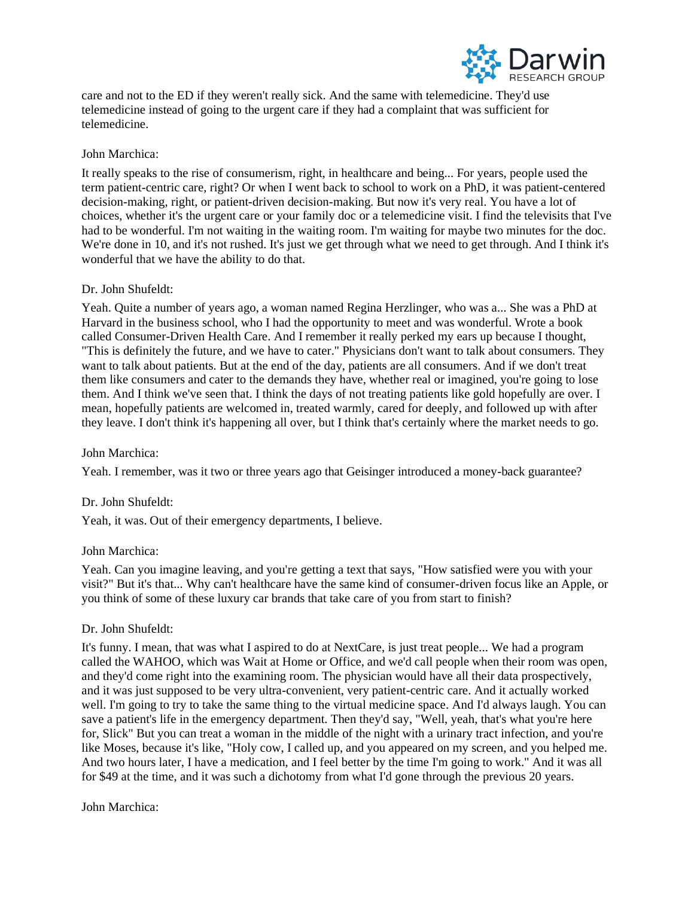care and not to the ED if they weren't really sick. And the same with telemedicine. They'd use telemedicine instead of going to the urgent care if they had a complaint that was sufficient for telemedicine.

John Marchica:

It really speaks to the rise of consumerism, right, in healthcare and being... For years, people used the term patient-centric care, right? Or when I went back to school to work on a PhD, it was patient-centered decision-making, right, or patient-driven decision-making. But now it's very real. You have a lot of choices, whether it's the urgent care or your family doc or a telemedicine visit. I find the televisits that I've had to be wonderful. I'm not waiting in the waiting room. I'm waiting for maybe two minutes for the doc. We're done in 10, and it's not rushed. It's just we get through what we need to get through. And I think it's wonderful that we have the ability to do that.

Dr. John Shufeldt:

Yeah. Quite a number of years ago, a woman named Regina Herzlinger, who was a... She was a PhD at Harvard in the business school, who I had the opportunity to meet and was wonderful. Wrote a book called Consumer-Driven Health Care. And I remember it really perked my ears up because I thought, "This is definitely the future, and we have to cater." Physicians don't want to talk about consumers. They want to talk about patients. But at the end of the day, patients are all consumers. And if we don't treat them like consumers and cater to the demands they have, whether real or imagined, you're going to lose them. And I think we've seen that. I think the days of not treating patients like gold hopefully are over. I mean, hopefully patients are welcomed in, treated warmly, cared for deeply, and followed up with after they leave. I don't think it's happening all over, but I think that's certainly where the market needs to go.

John Marchica:

Yeah. I remember, was it two or three years ago that Geisinger introduced a money-back guarantee?

Dr. John Shufeldt:

Yeah, it was. Out of their emergency departments, I believe.

John Marchica:

Yeah. Can you imagine leaving, and you're getting a text that says, "How satisfied were you with your visit?" But it's that... Why can't healthcare have the same kind of consumer-driven focus like an Apple, or you think of some of these luxury car brands that take care of you from start to finish?

Dr. John Shufeldt:

It's funny. I mean, that was what I aspired to do at NextCare, is just treat people... We had a program called the WAHOO, which was Wait at Home or Office, and we'd call people when their room was open, and they'd come right into the examining room. The physician would have all their data prospectively, and it was just supposed to be very ultra-convenient, very patient-centric care. And it actually worked well. I'm going to try to take the same thing to the virtual medicine space. And I'd always laugh. You can save a patient's life in the emergency department. Then they'd say, "Well, yeah, that's what you're here for, Slick" But you can treat a woman in the middle of the night with a urinary tract infection, and you're like Moses, because it's like, "Holy cow, I called up, and you appeared on my screen, and you helped me. And two hours later, I have a medication, and I feel better by the time I'm going to work." And it was all for $49 at the time, and it was such a dichotomy from what I'd gone through the previous 20 years.

John Marchica: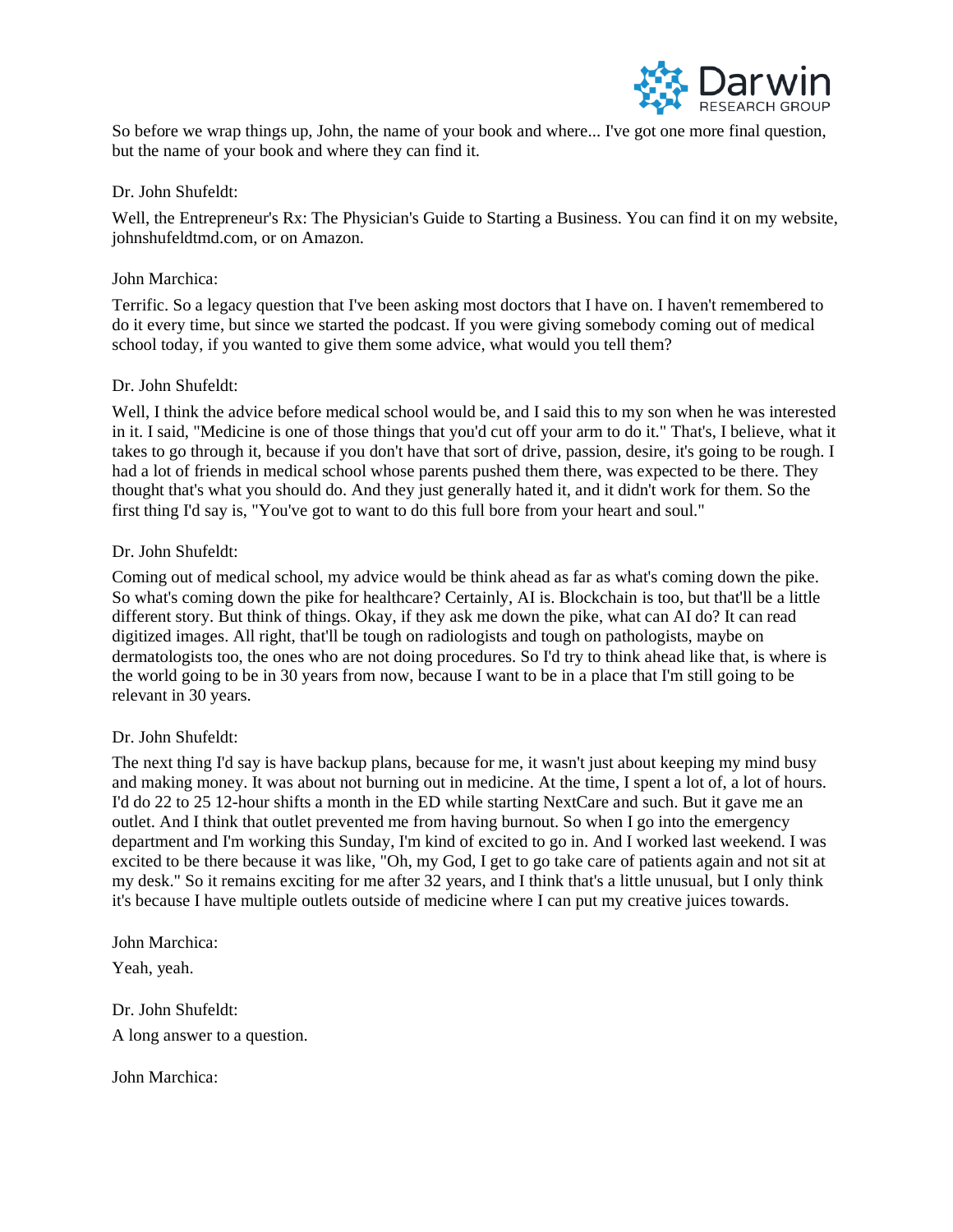So before we wrap things up, John, the name of your book and where... I've got one more final question, but the name of your book and where they can find it.

Dr. John Shufeldt:

Well, the Entrepreneur's Rx: The Physician's Guide to Starting a Business. You can find it on my website, johnshufeldtmd.com, or on Amazon.

John Marchica:

Terrific. So a legacy question that I've been asking most doctors that I have on. I haven't remembered to do it every time, but since we started the podcast. If you were giving somebody coming out of medical school today, if you wanted to give them some advice, what would you tell them?

Dr. John Shufeldt:

Well, I think the advice before medical school would be, and I said this to my son when he was interested in it. I said, "Medicine is one of those things that you'd cut off your arm to do it." That's, I believe, what it takes to go through it, because if you don't have that sort of drive, passion, desire, it's going to be rough. I had a lot of friends in medical school whose parents pushed them there, was expected to be there. They thought that's what you should do. And they just generally hated it, and it didn't work for them. So the first thing I'd say is, "You've got to want to do this full bore from your heart and soul."

Dr. John Shufeldt:

Coming out of medical school, my advice would be think ahead as far as what's coming down the pike. So what's coming down the pike for healthcare? Certainly, AI is. Blockchain is too, but that'll be a little different story. But think of things. Okay, if they ask me down the pike, what can AI do? It can read digitized images. All right, that'll be tough on radiologists and tough on pathologists, maybe on dermatologists too, the ones who are not doing procedures. So I'd try to think ahead like that, is where is the world going to be in 30 years from now, because I want to be in a place that I'm still going to be relevant in 30 years.

Dr. John Shufeldt:

The next thing I'd say is have backup plans, because for me, it wasn't just about keeping my mind busy and making money. It was about not burning out in medicine. At the time, I spent a lot of, a lot of hours. I'd do 22 to 25 12-hour shifts a month in the ED while starting NextCare and such. But it gave me an outlet. And I think that outlet prevented me from having burnout. So when I go into the emergency department and I'm working this Sunday, I'm kind of excited to go in. And I worked last weekend. I was excited to be there because it was like, "Oh, my God, I get to go take care of patients again and not sit at my desk." So it remains exciting for me after 32 years, and I think that's a little unusual, but I only think it's because I have multiple outlets outside of medicine where I can put my creative juices towards.

John Marchica:

Yeah, yeah.

Dr. John Shufeldt:

A long answer to a question.

John Marchica: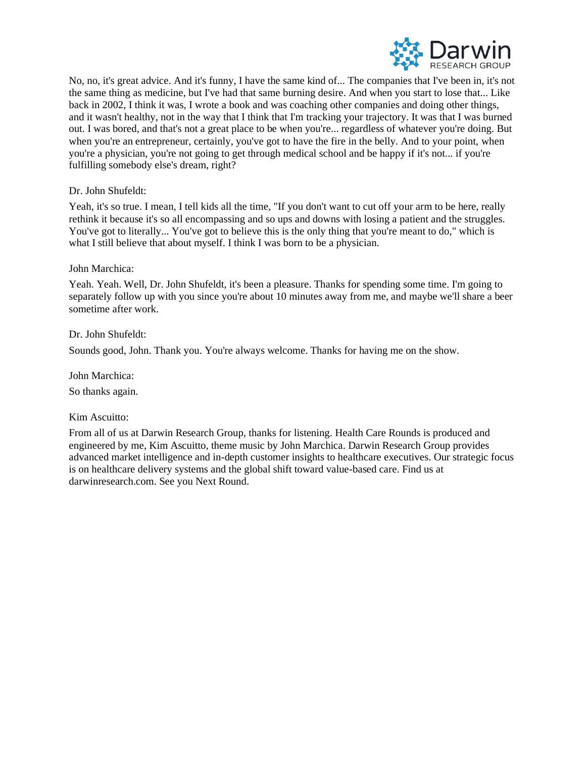No, no, it's great advice. And it's funny, I have the same kind of... The companies that I've been in, it's not the same thing as medicine, but I've had that same burning desire. And when you start to lose that... Like back in 2002, I think it was, I wrote a book and was coaching other companies and doing other things, and it wasn't healthy, not in the way that I think that I'm tracking your trajectory. It was that I was burned out. I was bored, and that's not a great place to be when you're... regardless of whatever you're doing. But when you're an entrepreneur, certainly, you've got to have the fire in the belly. And to your point, when you're a physician, you're not going to get through medical school and be happy if it's not... if you're fulfilling somebody else's dream, right?

Dr. John Shufeldt:

Yeah, it's so true. I mean, I tell kids all the time, "If you don't want to cut off your arm to be here, really rethink it because it's so all encompassing and so ups and downs with losing a patient and the struggles. You've got to literally... You've got to believe this is the only thing that you're meant to do," which is what I still believe that about myself. I think I was born to be a physician.

John Marchica:

Yeah. Yeah. Well, Dr. John Shufeldt, it's been a pleasure. Thanks for spending some time. I'm going to separately follow up with you since you're about 10 minutes away from me, and maybe we'll share a beer sometime after work.

Dr. John Shufeldt:

Sounds good, John. Thank you. You're always welcome. Thanks for having me on the show.

John Marchica:

So thanks again.

Kim Ascuitto:

From all of us at Darwin Research Group, thanks for listening. Health Care Rounds is produced and engineered by me, Kim Ascuitto, theme music by John Marchica. Darwin Research Group provides advanced market intelligence and in-depth customer insights to healthcare executives. Our strategic focus is on healthcare delivery systems and the global shift toward value-based care. Find us at darwinresearch.com. See you Next Round.